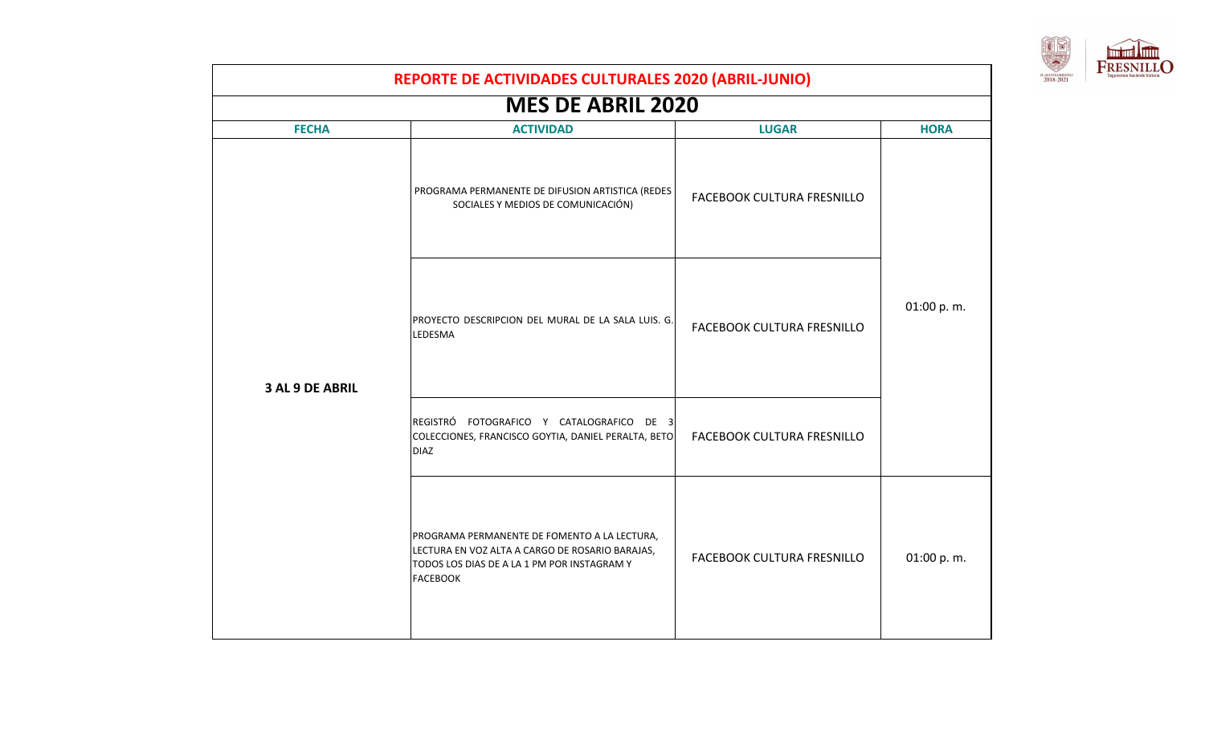# REPORTE DE ACTIVIDADES CULTURALES 2020 (ABRIL-JUNIO)

## MES DE ABRIL 2020

| FECHA | ACTIVIDAD | LUGAR | HORA |
|---|---|---|---|
| **3 AL 9 DE ABRIL** | PROGRAMA PERMANENTE DE DIFUSION ARTISTICA (REDES SOCIALES Y MEDIOS DE COMUNICACIÓN) | FACEBOOK CULTURA FRESNILLO | 01:00 p. m. |
| | PROYECTO DESCRIPCION DEL MURAL DE LA SALA LUIS. G. LEDESMA | FACEBOOK CULTURA FRESNILLO | |
| | REGISTRÓ FOTOGRAFICO Y CATALOGRAFICO DE 3 COLECCIONES, FRANCISCO GOYTIA, DANIEL PERALTA, BETO DIAZ | FACEBOOK CULTURA FRESNILLO | |
| | PROGRAMA PERMANENTE DE FOMENTO A LA LECTURA, LECTURA EN VOZ ALTA A CARGO DE ROSARIO BARAJAS, TODOS LOS DIAS DE A LA 1 PM POR INSTAGRAM Y FACEBOOK | FACEBOOK CULTURA FRESNILLO | 01:00 p. m. |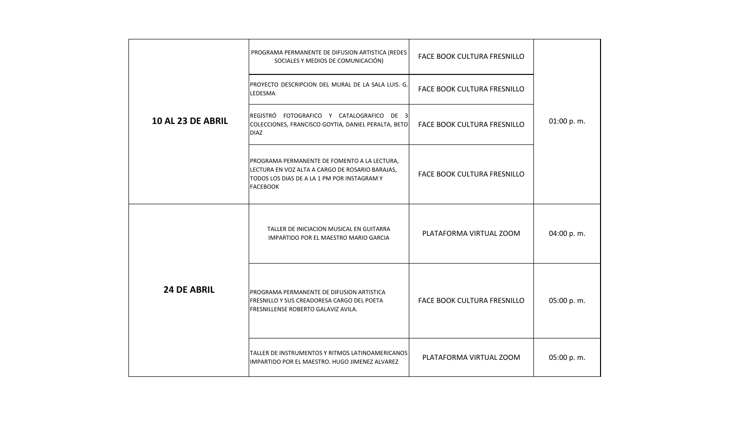| | | | |
|---|---|---|---|
| **10 AL 23 DE ABRIL** | PROGRAMA PERMANENTE DE DIFUSION ARTISTICA (REDES SOCIALES Y MEDIOS DE COMUNICACIÓN) | FACE BOOK CULTURA FRESNILLO | 01:00 p. m. |
| | PROYECTO DESCRIPCION DEL MURAL DE LA SALA LUIS. G. LEDESMA | FACE BOOK CULTURA FRESNILLO | |
| | REGISTRÓ FOTOGRAFICO Y CATALOGRAFICO DE 3 COLECCIONES, FRANCISCO GOYTIA, DANIEL PERALTA, BETO DIAZ | FACE BOOK CULTURA FRESNILLO | |
| | PROGRAMA PERMANENTE DE FOMENTO A LA LECTURA, LECTURA EN VOZ ALTA A CARGO DE ROSARIO BARAJAS, TODOS LOS DIAS DE A LA 1 PM POR INSTAGRAM Y FACEBOOK | FACE BOOK CULTURA FRESNILLO | |
| **24 DE ABRIL** | TALLER DE INICIACION MUSICAL EN GUITARRA IMPARTIDO POR EL MAESTRO MARIO GARCIA | PLATAFORMA VIRTUAL ZOOM | 04:00 p. m. |
| | PROGRAMA PERMANENTE DE DIFUSION ARTISTICA FRESNILLO Y SUS CREADORESA CARGO DEL POETA FRESNILLENSE ROBERTO GALAVIZ AVILA. | FACE BOOK CULTURA FRESNILLO | 05:00 p. m. |
| | TALLER DE INSTRUMENTOS Y RITMOS LATINOAMERICANOS IMPARTIDO POR EL MAESTRO. HUGO JIMENEZ ALVAREZ | PLATAFORMA VIRTUAL ZOOM | 05:00 p. m. |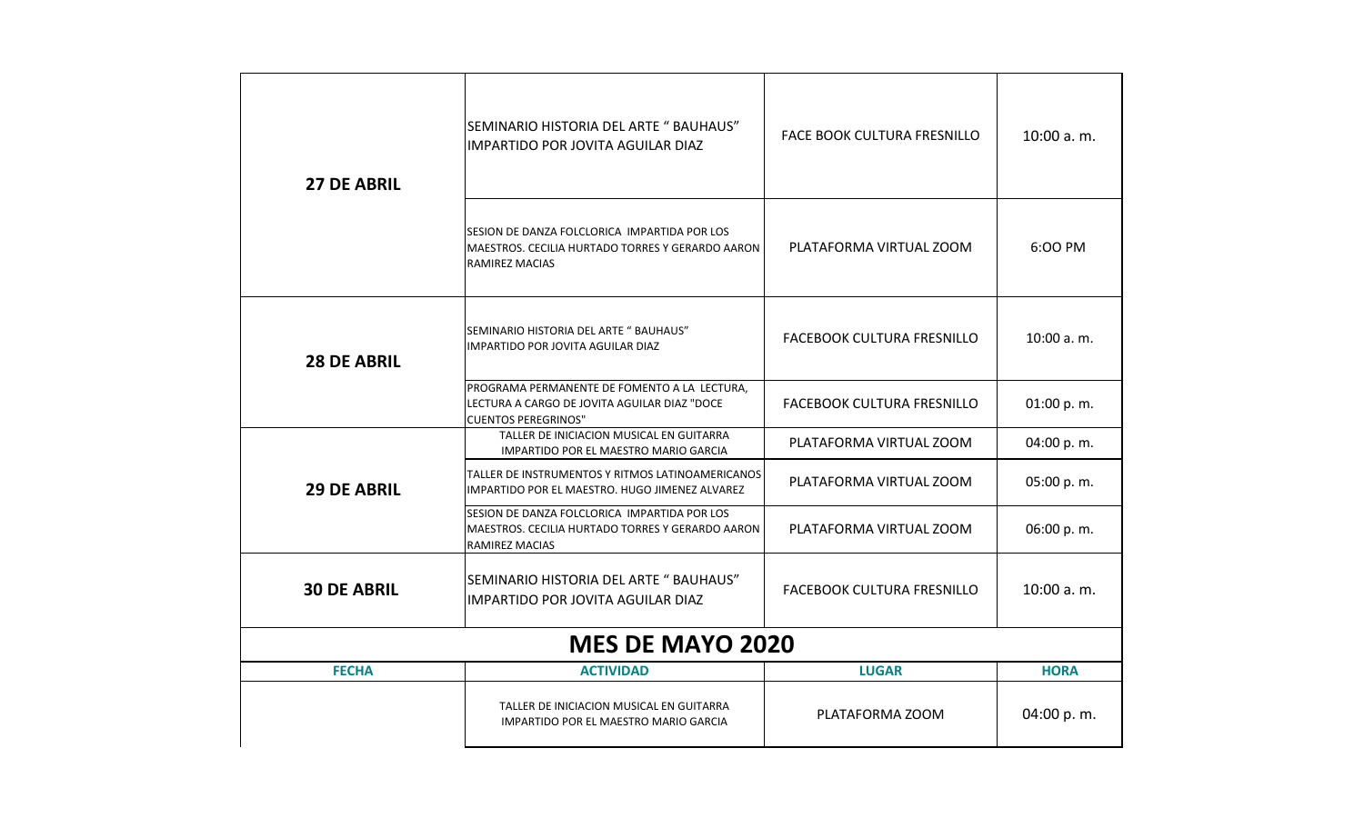| | | | |
|---|---|---|---|
| **27 DE ABRIL** | SEMINARIO HISTORIA DEL ARTE " BAUHAUS" IMPARTIDO POR JOVITA AGUILAR DIAZ | FACE BOOK CULTURA FRESNILLO | 10:00 a. m. |
| | SESION DE DANZA FOLCLORICA IMPARTIDA POR LOS MAESTROS. CECILIA HURTADO TORRES Y GERARDO AARON RAMIREZ MACIAS | PLATAFORMA VIRTUAL ZOOM | 6:OO PM |
| **28 DE ABRIL** | SEMINARIO HISTORIA DEL ARTE " BAUHAUS" IMPARTIDO POR JOVITA AGUILAR DIAZ | FACEBOOK CULTURA FRESNILLO | 10:00 a. m. |
| | PROGRAMA PERMANENTE DE FOMENTO A LA LECTURA, LECTURA A CARGO DE JOVITA AGUILAR DIAZ "DOCE CUENTOS PEREGRINOS" | FACEBOOK CULTURA FRESNILLO | 01:00 p. m. |
| **29 DE ABRIL** | TALLER DE INICIACION MUSICAL EN GUITARRA IMPARTIDO POR EL MAESTRO MARIO GARCIA | PLATAFORMA VIRTUAL ZOOM | 04:00 p. m. |
| | TALLER DE INSTRUMENTOS Y RITMOS LATINOAMERICANOS IMPARTIDO POR EL MAESTRO. HUGO JIMENEZ ALVAREZ | PLATAFORMA VIRTUAL ZOOM | 05:00 p. m. |
| | SESION DE DANZA FOLCLORICA IMPARTIDA POR LOS MAESTROS. CECILIA HURTADO TORRES Y GERARDO AARON RAMIREZ MACIAS | PLATAFORMA VIRTUAL ZOOM | 06:00 p. m. |
| **30 DE ABRIL** | SEMINARIO HISTORIA DEL ARTE " BAUHAUS" IMPARTIDO POR JOVITA AGUILAR DIAZ | FACEBOOK CULTURA FRESNILLO | 10:00 a. m. |

## MES DE MAYO 2020

| FECHA | ACTIVIDAD | LUGAR | HORA |
|---|---|---|---|
| | TALLER DE INICIACION MUSICAL EN GUITARRA IMPARTIDO POR EL MAESTRO MARIO GARCIA | PLATAFORMA ZOOM | 04:00 p. m. |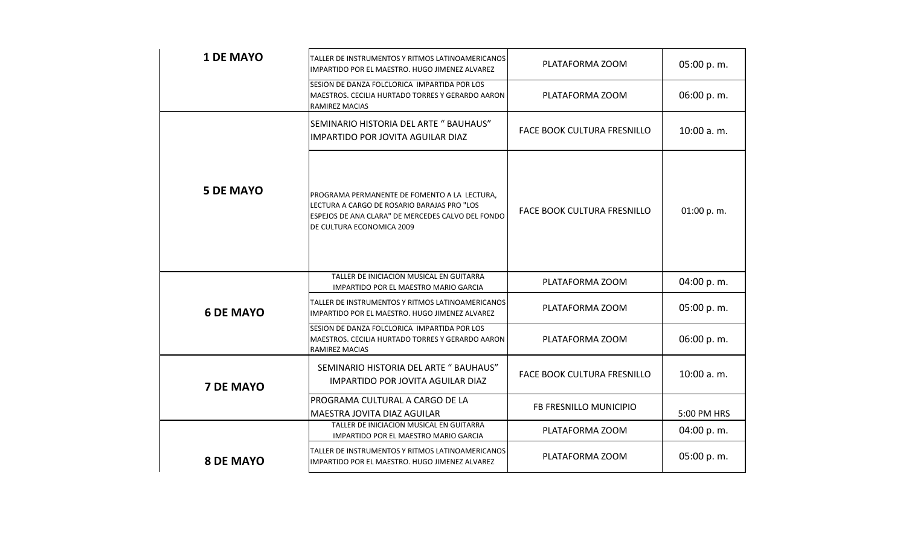| | | | |
|---|---|---|---|
| **1 DE MAYO** | TALLER DE INSTRUMENTOS Y RITMOS LATINOAMERICANOS IMPARTIDO POR EL MAESTRO. HUGO JIMENEZ ALVAREZ | PLATAFORMA ZOOM | 05:00 p. m. |
| | SESION DE DANZA FOLCLORICA IMPARTIDA POR LOS MAESTROS. CECILIA HURTADO TORRES Y GERARDO AARON RAMIREZ MACIAS | PLATAFORMA ZOOM | 06:00 p. m. |
| **5 DE MAYO** | SEMINARIO HISTORIA DEL ARTE " BAUHAUS" IMPARTIDO POR JOVITA AGUILAR DIAZ | FACE BOOK CULTURA FRESNILLO | 10:00 a. m. |
| | PROGRAMA PERMANENTE DE FOMENTO A LA LECTURA, LECTURA A CARGO DE ROSARIO BARAJAS PRO "LOS ESPEJOS DE ANA CLARA" DE MERCEDES CALVO DEL FONDO DE CULTURA ECONOMICA 2009 | FACE BOOK CULTURA FRESNILLO | 01:00 p. m. |
| **6 DE MAYO** | TALLER DE INICIACION MUSICAL EN GUITARRA IMPARTIDO POR EL MAESTRO MARIO GARCIA | PLATAFORMA ZOOM | 04:00 p. m. |
| | TALLER DE INSTRUMENTOS Y RITMOS LATINOAMERICANOS IMPARTIDO POR EL MAESTRO. HUGO JIMENEZ ALVAREZ | PLATAFORMA ZOOM | 05:00 p. m. |
| | SESION DE DANZA FOLCLORICA IMPARTIDA POR LOS MAESTROS. CECILIA HURTADO TORRES Y GERARDO AARON RAMIREZ MACIAS | PLATAFORMA ZOOM | 06:00 p. m. |
| **7 DE MAYO** | SEMINARIO HISTORIA DEL ARTE " BAUHAUS" IMPARTIDO POR JOVITA AGUILAR DIAZ | FACE BOOK CULTURA FRESNILLO | 10:00 a. m. |
| | PROGRAMA CULTURAL A CARGO DE LA MAESTRA JOVITA DIAZ AGUILAR | FB FRESNILLO MUNICIPIO | 5:00 PM HRS |
| **8 DE MAYO** | TALLER DE INICIACION MUSICAL EN GUITARRA IMPARTIDO POR EL MAESTRO MARIO GARCIA | PLATAFORMA ZOOM | 04:00 p. m. |
| | TALLER DE INSTRUMENTOS Y RITMOS LATINOAMERICANOS IMPARTIDO POR EL MAESTRO. HUGO JIMENEZ ALVAREZ | PLATAFORMA ZOOM | 05:00 p. m. |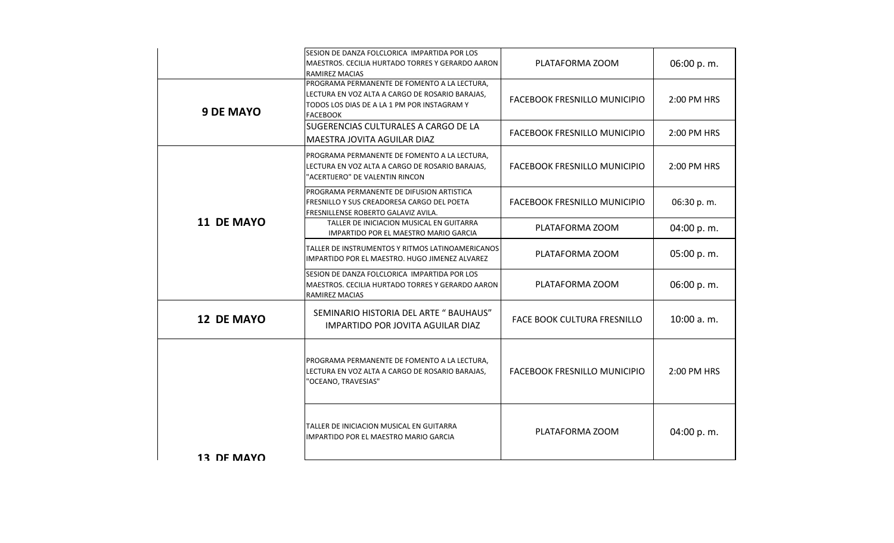| | | | |
|---|---|---|---|
| | SESION DE DANZA FOLCLORICA IMPARTIDA POR LOS MAESTROS. CECILIA HURTADO TORRES Y GERARDO AARON RAMIREZ MACIAS | PLATAFORMA ZOOM | 06:00 p. m. |
| **9 DE MAYO** | PROGRAMA PERMANENTE DE FOMENTO A LA LECTURA, LECTURA EN VOZ ALTA A CARGO DE ROSARIO BARAJAS, TODOS LOS DIAS DE A LA 1 PM POR INSTAGRAM Y FACEBOOK | FACEBOOK FRESNILLO MUNICIPIO | 2:00 PM HRS |
| | SUGERENCIAS CULTURALES A CARGO DE LA MAESTRA JOVITA AGUILAR DIAZ | FACEBOOK FRESNILLO MUNICIPIO | 2:00 PM HRS |
| **11 DE MAYO** | PROGRAMA PERMANENTE DE FOMENTO A LA LECTURA, LECTURA EN VOZ ALTA A CARGO DE ROSARIO BARAJAS, "ACERTIJERO" DE VALENTIN RINCON | FACEBOOK FRESNILLO MUNICIPIO | 2:00 PM HRS |
| | PROGRAMA PERMANENTE DE DIFUSION ARTISTICA FRESNILLO Y SUS CREADORESA CARGO DEL POETA FRESNILLENSE ROBERTO GALAVIZ AVILA. | FACEBOOK FRESNILLO MUNICIPIO | 06:30 p. m. |
| | TALLER DE INICIACION MUSICAL EN GUITARRA IMPARTIDO POR EL MAESTRO MARIO GARCIA | PLATAFORMA ZOOM | 04:00 p. m. |
| | TALLER DE INSTRUMENTOS Y RITMOS LATINOAMERICANOS IMPARTIDO POR EL MAESTRO. HUGO JIMENEZ ALVAREZ | PLATAFORMA ZOOM | 05:00 p. m. |
| | SESION DE DANZA FOLCLORICA IMPARTIDA POR LOS MAESTROS. CECILIA HURTADO TORRES Y GERARDO AARON RAMIREZ MACIAS | PLATAFORMA ZOOM | 06:00 p. m. |
| **12 DE MAYO** | SEMINARIO HISTORIA DEL ARTE " BAUHAUS" IMPARTIDO POR JOVITA AGUILAR DIAZ | FACE BOOK CULTURA FRESNILLO | 10:00 a. m. |
| **13 DE MAYO** | PROGRAMA PERMANENTE DE FOMENTO A LA LECTURA, LECTURA EN VOZ ALTA A CARGO DE ROSARIO BARAJAS, "OCEANO, TRAVESIAS" | FACEBOOK FRESNILLO MUNICIPIO | 2:00 PM HRS |
| | TALLER DE INICIACION MUSICAL EN GUITARRA IMPARTIDO POR EL MAESTRO MARIO GARCIA | PLATAFORMA ZOOM | 04:00 p. m. |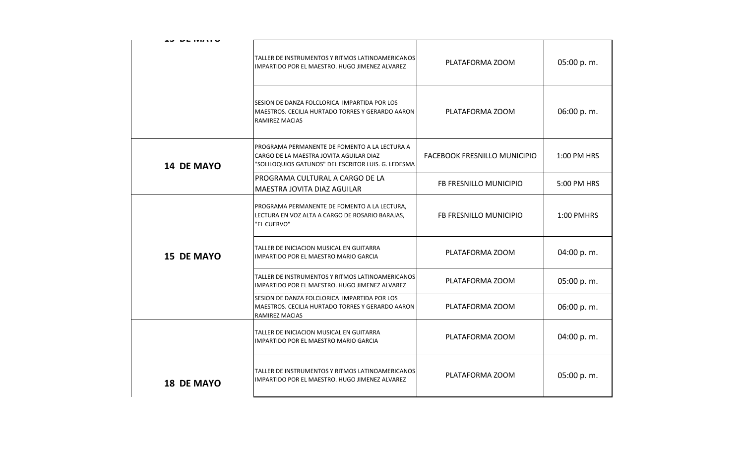| | | | |
|---|---|---|---|
| 13 DE MAYO | TALLER DE INSTRUMENTOS Y RITMOS LATINOAMERICANOS IMPARTIDO POR EL MAESTRO. HUGO JIMENEZ ALVAREZ | PLATAFORMA ZOOM | 05:00 p. m. |
| | SESION DE DANZA FOLCLORICA IMPARTIDA POR LOS MAESTROS. CECILIA HURTADO TORRES Y GERARDO AARON RAMIREZ MACIAS | PLATAFORMA ZOOM | 06:00 p. m. |
| **14 DE MAYO** | PROGRAMA PERMANENTE DE FOMENTO A LA LECTURA A CARGO DE LA MAESTRA JOVITA AGUILAR DIAZ "SOLILOQUIOS GATUNOS" DEL ESCRITOR LUIS. G. LEDESMA | FACEBOOK FRESNILLO MUNICIPIO | 1:00 PM HRS |
| | PROGRAMA CULTURAL A CARGO DE LA MAESTRA JOVITA DIAZ AGUILAR | FB FRESNILLO MUNICIPIO | 5:00 PM HRS |
| **15 DE MAYO** | PROGRAMA PERMANENTE DE FOMENTO A LA LECTURA, LECTURA EN VOZ ALTA A CARGO DE ROSARIO BARAJAS, "EL CUERVO" | FB FRESNILLO MUNICIPIO | 1:00 PMHRS |
| | TALLER DE INICIACION MUSICAL EN GUITARRA IMPARTIDO POR EL MAESTRO MARIO GARCIA | PLATAFORMA ZOOM | 04:00 p. m. |
| | TALLER DE INSTRUMENTOS Y RITMOS LATINOAMERICANOS IMPARTIDO POR EL MAESTRO. HUGO JIMENEZ ALVAREZ | PLATAFORMA ZOOM | 05:00 p. m. |
| | SESION DE DANZA FOLCLORICA IMPARTIDA POR LOS MAESTROS. CECILIA HURTADO TORRES Y GERARDO AARON RAMIREZ MACIAS | PLATAFORMA ZOOM | 06:00 p. m. |
| **18 DE MAYO** | TALLER DE INICIACION MUSICAL EN GUITARRA IMPARTIDO POR EL MAESTRO MARIO GARCIA | PLATAFORMA ZOOM | 04:00 p. m. |
| | TALLER DE INSTRUMENTOS Y RITMOS LATINOAMERICANOS IMPARTIDO POR EL MAESTRO. HUGO JIMENEZ ALVAREZ | PLATAFORMA ZOOM | 05:00 p. m. |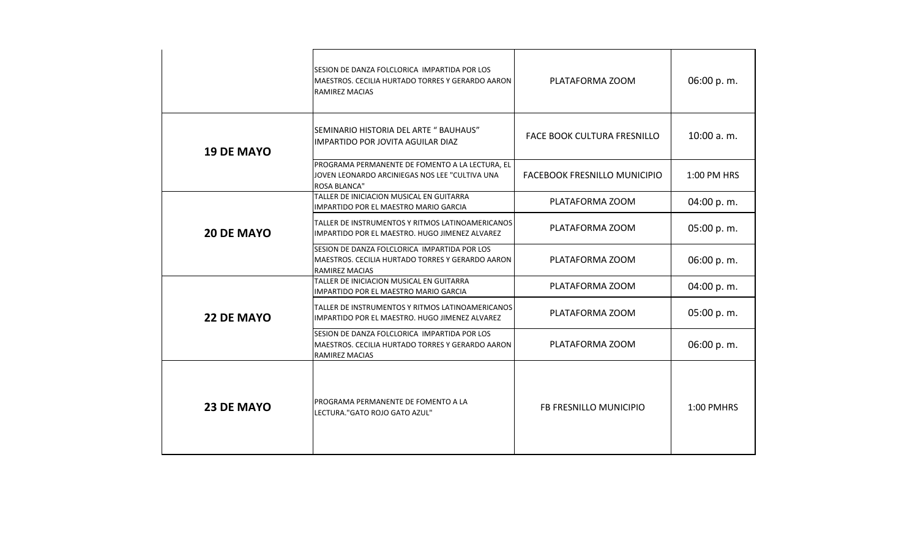| | | | |
|---|---|---|---|
| | SESION DE DANZA FOLCLORICA IMPARTIDA POR LOS MAESTROS. CECILIA HURTADO TORRES Y GERARDO AARON RAMIREZ MACIAS | PLATAFORMA ZOOM | 06:00 p. m. |
| **19 DE MAYO** | SEMINARIO HISTORIA DEL ARTE " BAUHAUS" IMPARTIDO POR JOVITA AGUILAR DIAZ | FACE BOOK CULTURA FRESNILLO | 10:00 a. m. |
| | PROGRAMA PERMANENTE DE FOMENTO A LA LECTURA, EL JOVEN LEONARDO ARCINIEGAS NOS LEE "CULTIVA UNA ROSA BLANCA" | FACEBOOK FRESNILLO MUNICIPIO | 1:00 PM HRS |
| **20 DE MAYO** | TALLER DE INICIACION MUSICAL EN GUITARRA IMPARTIDO POR EL MAESTRO MARIO GARCIA | PLATAFORMA ZOOM | 04:00 p. m. |
| | TALLER DE INSTRUMENTOS Y RITMOS LATINOAMERICANOS IMPARTIDO POR EL MAESTRO. HUGO JIMENEZ ALVAREZ | PLATAFORMA ZOOM | 05:00 p. m. |
| | SESION DE DANZA FOLCLORICA IMPARTIDA POR LOS MAESTROS. CECILIA HURTADO TORRES Y GERARDO AARON RAMIREZ MACIAS | PLATAFORMA ZOOM | 06:00 p. m. |
| **22 DE MAYO** | TALLER DE INICIACION MUSICAL EN GUITARRA IMPARTIDO POR EL MAESTRO MARIO GARCIA | PLATAFORMA ZOOM | 04:00 p. m. |
| | TALLER DE INSTRUMENTOS Y RITMOS LATINOAMERICANOS IMPARTIDO POR EL MAESTRO. HUGO JIMENEZ ALVAREZ | PLATAFORMA ZOOM | 05:00 p. m. |
| | SESION DE DANZA FOLCLORICA IMPARTIDA POR LOS MAESTROS. CECILIA HURTADO TORRES Y GERARDO AARON RAMIREZ MACIAS | PLATAFORMA ZOOM | 06:00 p. m. |
| **23 DE MAYO** | PROGRAMA PERMANENTE DE FOMENTO A LA LECTURA."GATO ROJO GATO AZUL" | FB FRESNILLO MUNICIPIO | 1:00 PMHRS |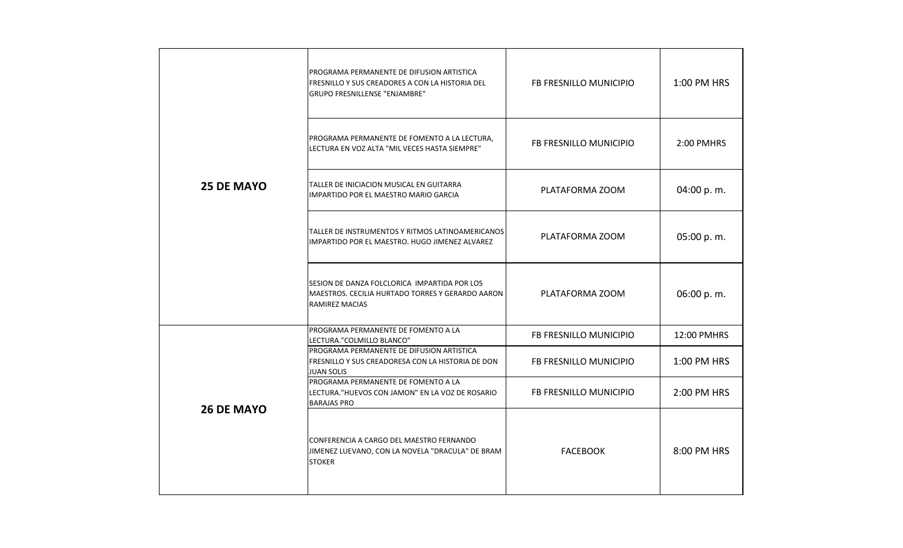| | | | |
|---|---|---|---|
| **25 DE MAYO** | PROGRAMA PERMANENTE DE DIFUSION ARTISTICA FRESNILLO Y SUS CREADORES A CON LA HISTORIA DEL GRUPO FRESNILLENSE "ENJAMBRE" | FB FRESNILLO MUNICIPIO | 1:00 PM HRS |
| | PROGRAMA PERMANENTE DE FOMENTO A LA LECTURA, LECTURA EN VOZ ALTA "MIL VECES HASTA SIEMPRE" | FB FRESNILLO MUNICIPIO | 2:00 PMHRS |
| | TALLER DE INICIACION MUSICAL EN GUITARRA IMPARTIDO POR EL MAESTRO MARIO GARCIA | PLATAFORMA ZOOM | 04:00 p. m. |
| | TALLER DE INSTRUMENTOS Y RITMOS LATINOAMERICANOS IMPARTIDO POR EL MAESTRO. HUGO JIMENEZ ALVAREZ | PLATAFORMA ZOOM | 05:00 p. m. |
| | SESION DE DANZA FOLCLORICA IMPARTIDA POR LOS MAESTROS. CECILIA HURTADO TORRES Y GERARDO AARON RAMIREZ MACIAS | PLATAFORMA ZOOM | 06:00 p. m. |
| **26 DE MAYO** | PROGRAMA PERMANENTE DE FOMENTO A LA LECTURA."COLMILLO BLANCO" | FB FRESNILLO MUNICIPIO | 12:00 PMHRS |
| | PROGRAMA PERMANENTE DE DIFUSION ARTISTICA FRESNILLO Y SUS CREADORESA CON LA HISTORIA DE DON JUAN SOLIS | FB FRESNILLO MUNICIPIO | 1:00 PM HRS |
| | PROGRAMA PERMANENTE DE FOMENTO A LA LECTURA."HUEVOS CON JAMON" EN LA VOZ DE ROSARIO BARAJAS PRO | FB FRESNILLO MUNICIPIO | 2:00 PM HRS |
| | CONFERENCIA A CARGO DEL MAESTRO FERNANDO JIMENEZ LUEVANO, CON LA NOVELA "DRACULA" DE BRAM STOKER | FACEBOOK | 8:00 PM HRS |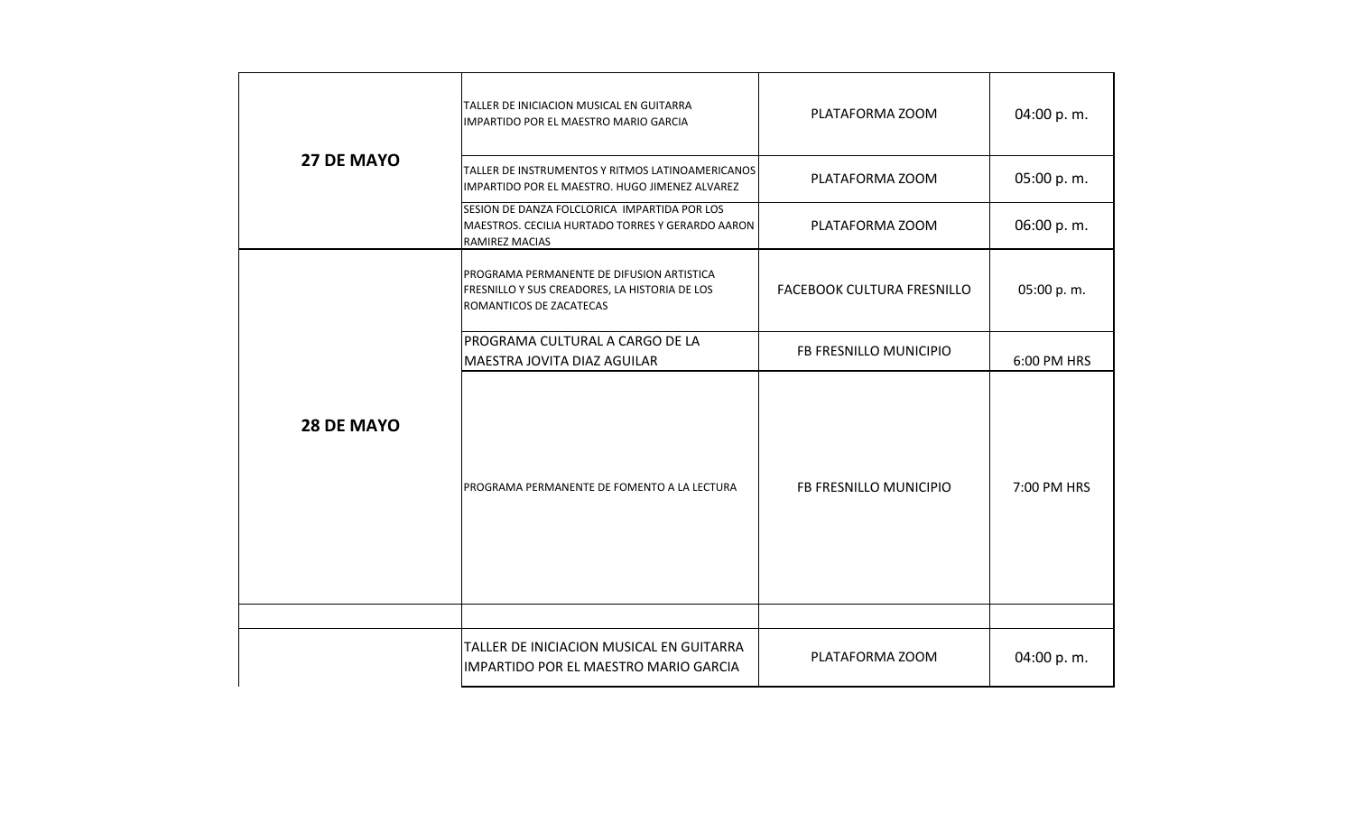| | | | |
|---|---|---|---|
| **27 DE MAYO** | TALLER DE INICIACION MUSICAL EN GUITARRA IMPARTIDO POR EL MAESTRO MARIO GARCIA | PLATAFORMA ZOOM | 04:00 p. m. |
| | TALLER DE INSTRUMENTOS Y RITMOS LATINOAMERICANOS IMPARTIDO POR EL MAESTRO. HUGO JIMENEZ ALVAREZ | PLATAFORMA ZOOM | 05:00 p. m. |
| | SESION DE DANZA FOLCLORICA IMPARTIDA POR LOS MAESTROS. CECILIA HURTADO TORRES Y GERARDO AARON RAMIREZ MACIAS | PLATAFORMA ZOOM | 06:00 p. m. |
| **28 DE MAYO** | PROGRAMA PERMANENTE DE DIFUSION ARTISTICA FRESNILLO Y SUS CREADORES, LA HISTORIA DE LOS ROMANTICOS DE ZACATECAS | FACEBOOK CULTURA FRESNILLO | 05:00 p. m. |
| | PROGRAMA CULTURAL A CARGO DE LA MAESTRA JOVITA DIAZ AGUILAR | FB FRESNILLO MUNICIPIO | 6:00 PM HRS |
| | PROGRAMA PERMANENTE DE FOMENTO A LA LECTURA | FB FRESNILLO MUNICIPIO | 7:00 PM HRS |
| | | | |
| | TALLER DE INICIACION MUSICAL EN GUITARRA IMPARTIDO POR EL MAESTRO MARIO GARCIA | PLATAFORMA ZOOM | 04:00 p. m. |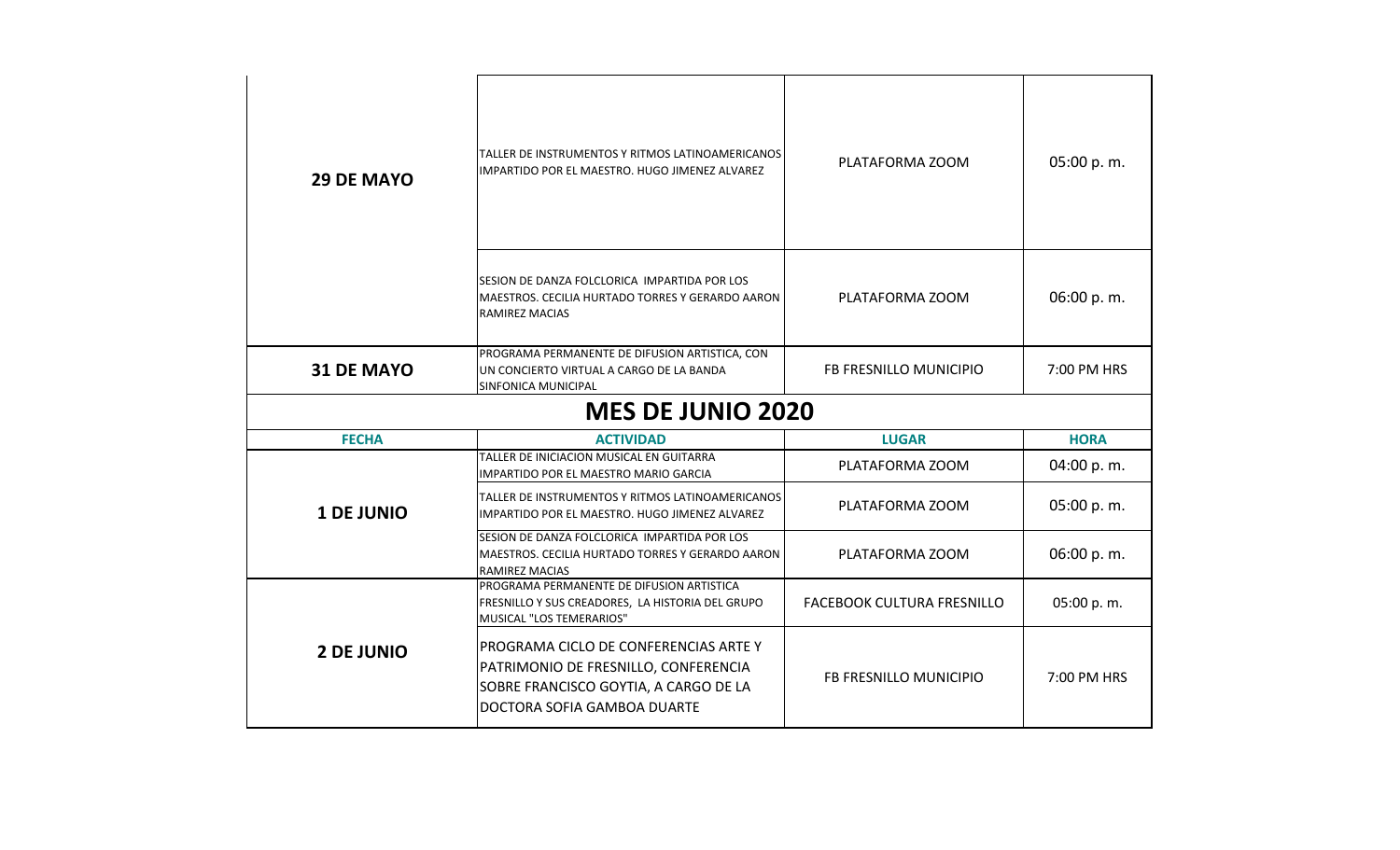| | | | |
|---|---|---|---|
| **29 DE MAYO** | TALLER DE INSTRUMENTOS Y RITMOS LATINOAMERICANOS IMPARTIDO POR EL MAESTRO. HUGO JIMENEZ ALVAREZ | PLATAFORMA ZOOM | 05:00 p. m. |
| | SESION DE DANZA FOLCLORICA IMPARTIDA POR LOS MAESTROS. CECILIA HURTADO TORRES Y GERARDO AARON RAMIREZ MACIAS | PLATAFORMA ZOOM | 06:00 p. m. |
| **31 DE MAYO** | PROGRAMA PERMANENTE DE DIFUSION ARTISTICA, CON UN CONCIERTO VIRTUAL A CARGO DE LA BANDA SINFONICA MUNICIPAL | FB FRESNILLO MUNICIPIO | 7:00 PM HRS |

## MES DE JUNIO 2020

| FECHA | ACTIVIDAD | LUGAR | HORA |
|---|---|---|---|
| **1 DE JUNIO** | TALLER DE INICIACION MUSICAL EN GUITARRA IMPARTIDO POR EL MAESTRO MARIO GARCIA | PLATAFORMA ZOOM | 04:00 p. m. |
| | TALLER DE INSTRUMENTOS Y RITMOS LATINOAMERICANOS IMPARTIDO POR EL MAESTRO. HUGO JIMENEZ ALVAREZ | PLATAFORMA ZOOM | 05:00 p. m. |
| | SESION DE DANZA FOLCLORICA IMPARTIDA POR LOS MAESTROS. CECILIA HURTADO TORRES Y GERARDO AARON RAMIREZ MACIAS | PLATAFORMA ZOOM | 06:00 p. m. |
| **2 DE JUNIO** | PROGRAMA PERMANENTE DE DIFUSION ARTISTICA FRESNILLO Y SUS CREADORES, LA HISTORIA DEL GRUPO MUSICAL "LOS TEMERARIOS" | FACEBOOK CULTURA FRESNILLO | 05:00 p. m. |
| | PROGRAMA CICLO DE CONFERENCIAS ARTE Y PATRIMONIO DE FRESNILLO, CONFERENCIA SOBRE FRANCISCO GOYTIA, A CARGO DE LA DOCTORA SOFIA GAMBOA DUARTE | FB FRESNILLO MUNICIPIO | 7:00 PM HRS |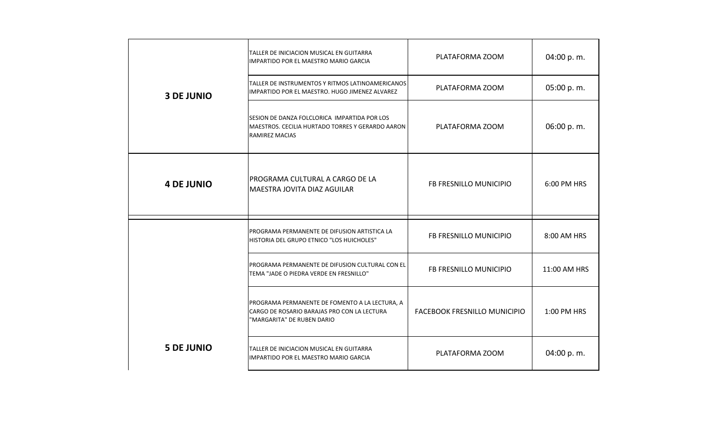| | | | |
|---|---|---|---|
| **3 DE JUNIO** | TALLER DE INICIACION MUSICAL EN GUITARRA IMPARTIDO POR EL MAESTRO MARIO GARCIA | PLATAFORMA ZOOM | 04:00 p. m. |
| | TALLER DE INSTRUMENTOS Y RITMOS LATINOAMERICANOS IMPARTIDO POR EL MAESTRO. HUGO JIMENEZ ALVAREZ | PLATAFORMA ZOOM | 05:00 p. m. |
| | SESION DE DANZA FOLCLORICA IMPARTIDA POR LOS MAESTROS. CECILIA HURTADO TORRES Y GERARDO AARON RAMIREZ MACIAS | PLATAFORMA ZOOM | 06:00 p. m. |
| **4 DE JUNIO** | PROGRAMA CULTURAL A CARGO DE LA MAESTRA JOVITA DIAZ AGUILAR | FB FRESNILLO MUNICIPIO | 6:00 PM HRS |
| **5 DE JUNIO** | PROGRAMA PERMANENTE DE DIFUSION ARTISTICA LA HISTORIA DEL GRUPO ETNICO "LOS HUICHOLES" | FB FRESNILLO MUNICIPIO | 8:00 AM HRS |
| | PROGRAMA PERMANENTE DE DIFUSION CULTURAL CON EL TEMA "JADE O PIEDRA VERDE EN FRESNILLO" | FB FRESNILLO MUNICIPIO | 11:00 AM HRS |
| | PROGRAMA PERMANENTE DE FOMENTO A LA LECTURA, A CARGO DE ROSARIO BARAJAS PRO CON LA LECTURA "MARGARITA" DE RUBEN DARIO | FACEBOOK FRESNILLO MUNICIPIO | 1:00 PM HRS |
| | TALLER DE INICIACION MUSICAL EN GUITARRA IMPARTIDO POR EL MAESTRO MARIO GARCIA | PLATAFORMA ZOOM | 04:00 p. m. |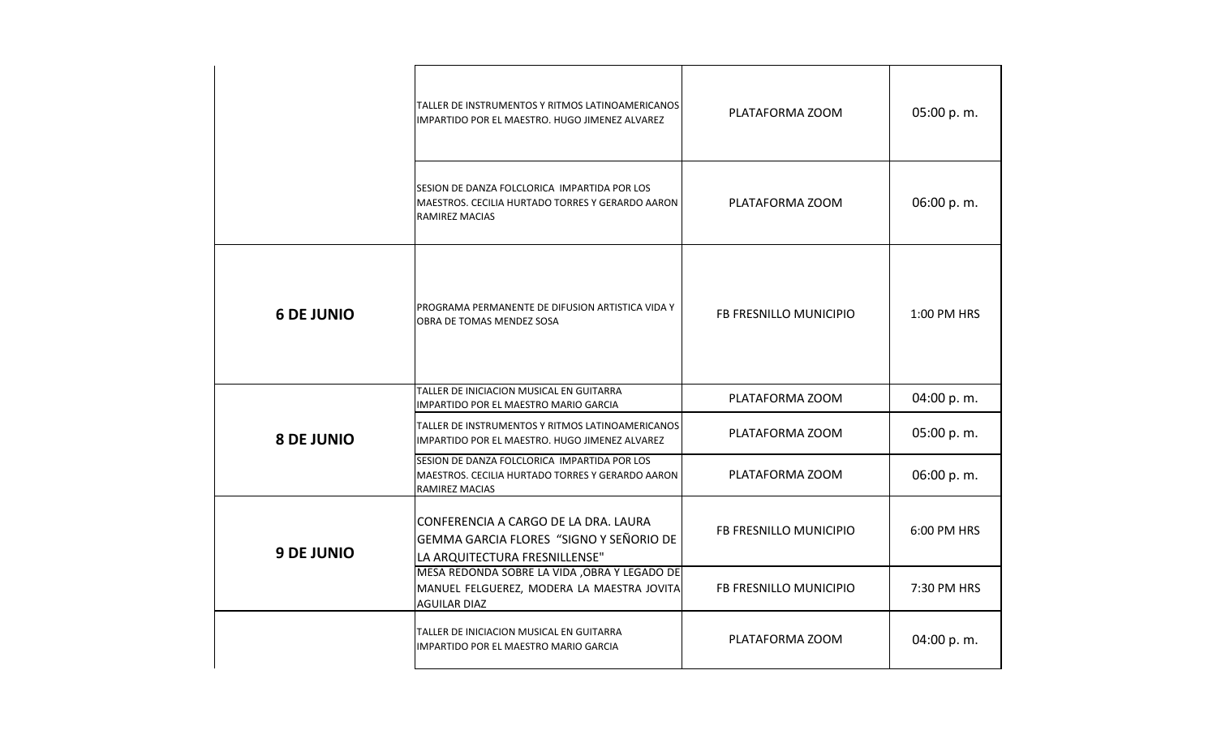| | | | |
|---|---|---|---|
| | TALLER DE INSTRUMENTOS Y RITMOS LATINOAMERICANOS IMPARTIDO POR EL MAESTRO. HUGO JIMENEZ ALVAREZ | PLATAFORMA ZOOM | 05:00 p. m. |
| | SESION DE DANZA FOLCLORICA IMPARTIDA POR LOS MAESTROS. CECILIA HURTADO TORRES Y GERARDO AARON RAMIREZ MACIAS | PLATAFORMA ZOOM | 06:00 p. m. |
| **6 DE JUNIO** | PROGRAMA PERMANENTE DE DIFUSION ARTISTICA VIDA Y OBRA DE TOMAS MENDEZ SOSA | FB FRESNILLO MUNICIPIO | 1:00 PM HRS |
| **8 DE JUNIO** | TALLER DE INICIACION MUSICAL EN GUITARRA IMPARTIDO POR EL MAESTRO MARIO GARCIA | PLATAFORMA ZOOM | 04:00 p. m. |
| | TALLER DE INSTRUMENTOS Y RITMOS LATINOAMERICANOS IMPARTIDO POR EL MAESTRO. HUGO JIMENEZ ALVAREZ | PLATAFORMA ZOOM | 05:00 p. m. |
| | SESION DE DANZA FOLCLORICA IMPARTIDA POR LOS MAESTROS. CECILIA HURTADO TORRES Y GERARDO AARON RAMIREZ MACIAS | PLATAFORMA ZOOM | 06:00 p. m. |
| **9 DE JUNIO** | CONFERENCIA A CARGO DE LA DRA. LAURA GEMMA GARCIA FLORES "SIGNO Y SEÑORIO DE LA ARQUITECTURA FRESNILLENSE" | FB FRESNILLO MUNICIPIO | 6:00 PM HRS |
| | MESA REDONDA SOBRE LA VIDA ,OBRA Y LEGADO DE MANUEL FELGUEREZ, MODERA LA MAESTRA JOVITA AGUILAR DIAZ | FB FRESNILLO MUNICIPIO | 7:30 PM HRS |
| | TALLER DE INICIACION MUSICAL EN GUITARRA IMPARTIDO POR EL MAESTRO MARIO GARCIA | PLATAFORMA ZOOM | 04:00 p. m. |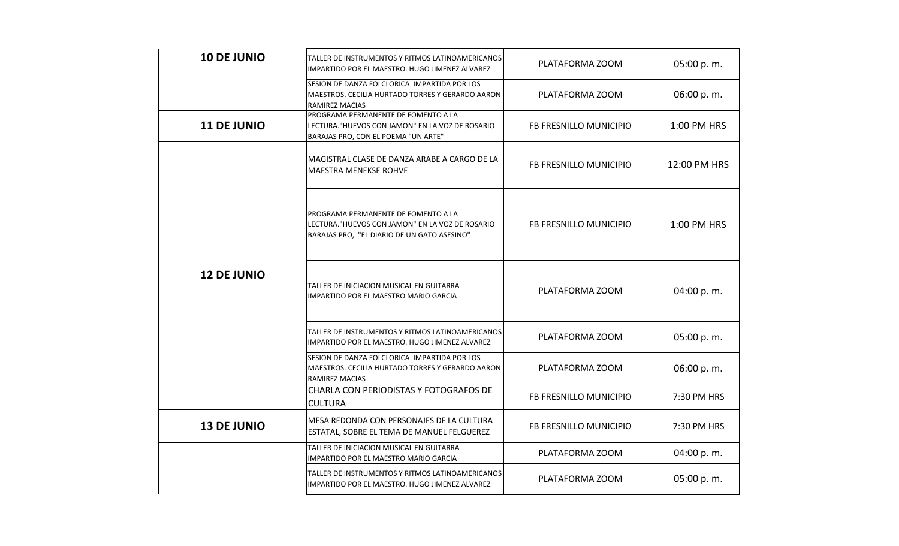| | | | |
|---|---|---|---|
| **10 DE JUNIO** | TALLER DE INSTRUMENTOS Y RITMOS LATINOAMERICANOS IMPARTIDO POR EL MAESTRO. HUGO JIMENEZ ALVAREZ | PLATAFORMA ZOOM | 05:00 p. m. |
| | SESION DE DANZA FOLCLORICA IMPARTIDA POR LOS MAESTROS. CECILIA HURTADO TORRES Y GERARDO AARON RAMIREZ MACIAS | PLATAFORMA ZOOM | 06:00 p. m. |
| **11 DE JUNIO** | PROGRAMA PERMANENTE DE FOMENTO A LA LECTURA."HUEVOS CON JAMON" EN LA VOZ DE ROSARIO BARAJAS PRO, CON EL POEMA "UN ARTE" | FB FRESNILLO MUNICIPIO | 1:00 PM HRS |
| **12 DE JUNIO** | MAGISTRAL CLASE DE DANZA ARABE A CARGO DE LA MAESTRA MENEKSE ROHVE | FB FRESNILLO MUNICIPIO | 12:00 PM HRS |
| | PROGRAMA PERMANENTE DE FOMENTO A LA LECTURA."HUEVOS CON JAMON" EN LA VOZ DE ROSARIO BARAJAS PRO, "EL DIARIO DE UN GATO ASESINO" | FB FRESNILLO MUNICIPIO | 1:00 PM HRS |
| | TALLER DE INICIACION MUSICAL EN GUITARRA IMPARTIDO POR EL MAESTRO MARIO GARCIA | PLATAFORMA ZOOM | 04:00 p. m. |
| | TALLER DE INSTRUMENTOS Y RITMOS LATINOAMERICANOS IMPARTIDO POR EL MAESTRO. HUGO JIMENEZ ALVAREZ | PLATAFORMA ZOOM | 05:00 p. m. |
| | SESION DE DANZA FOLCLORICA IMPARTIDA POR LOS MAESTROS. CECILIA HURTADO TORRES Y GERARDO AARON RAMIREZ MACIAS | PLATAFORMA ZOOM | 06:00 p. m. |
| | CHARLA CON PERIODISTAS Y FOTOGRAFOS DE CULTURA | FB FRESNILLO MUNICIPIO | 7:30 PM HRS |
| **13 DE JUNIO** | MESA REDONDA CON PERSONAJES DE LA CULTURA ESTATAL, SOBRE EL TEMA DE MANUEL FELGUEREZ | FB FRESNILLO MUNICIPIO | 7:30 PM HRS |
| | TALLER DE INICIACION MUSICAL EN GUITARRA IMPARTIDO POR EL MAESTRO MARIO GARCIA | PLATAFORMA ZOOM | 04:00 p. m. |
| | TALLER DE INSTRUMENTOS Y RITMOS LATINOAMERICANOS IMPARTIDO POR EL MAESTRO. HUGO JIMENEZ ALVAREZ | PLATAFORMA ZOOM | 05:00 p. m. |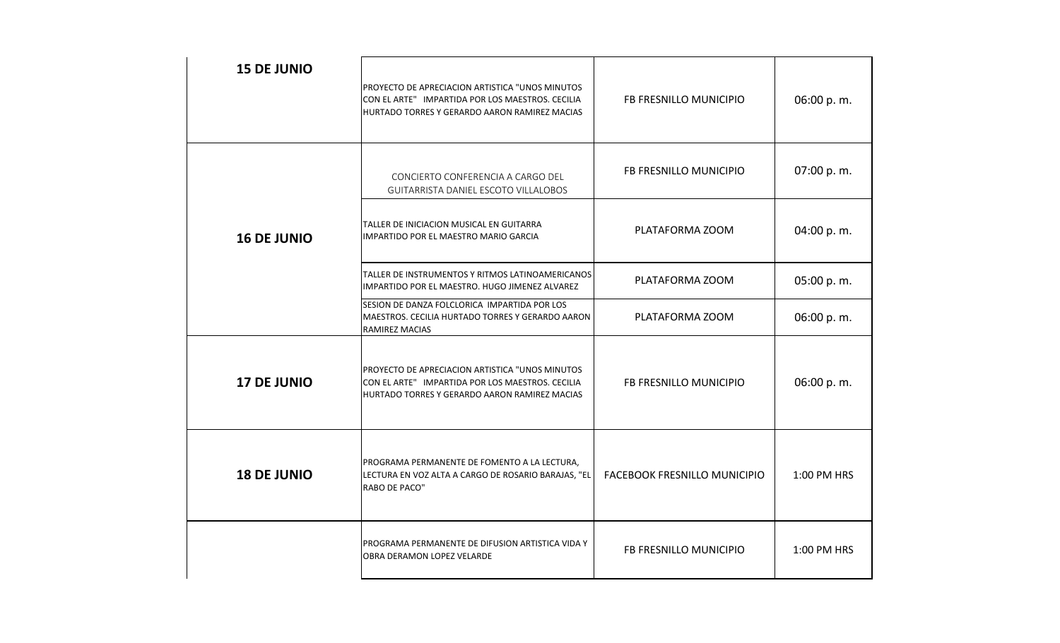| | | | |
|---|---|---|---|
| **15 DE JUNIO** | PROYECTO DE APRECIACION ARTISTICA "UNOS MINUTOS CON EL ARTE" IMPARTIDA POR LOS MAESTROS. CECILIA HURTADO TORRES Y GERARDO AARON RAMIREZ MACIAS | FB FRESNILLO MUNICIPIO | 06:00 p. m. |
| **16 DE JUNIO** | CONCIERTO CONFERENCIA A CARGO DEL GUITARRISTA DANIEL ESCOTO VILLALOBOS | FB FRESNILLO MUNICIPIO | 07:00 p. m. |
| | TALLER DE INICIACION MUSICAL EN GUITARRA IMPARTIDO POR EL MAESTRO MARIO GARCIA | PLATAFORMA ZOOM | 04:00 p. m. |
| | TALLER DE INSTRUMENTOS Y RITMOS LATINOAMERICANOS IMPARTIDO POR EL MAESTRO. HUGO JIMENEZ ALVAREZ | PLATAFORMA ZOOM | 05:00 p. m. |
| | SESION DE DANZA FOLCLORICA IMPARTIDA POR LOS MAESTROS. CECILIA HURTADO TORRES Y GERARDO AARON RAMIREZ MACIAS | PLATAFORMA ZOOM | 06:00 p. m. |
| **17 DE JUNIO** | PROYECTO DE APRECIACION ARTISTICA "UNOS MINUTOS CON EL ARTE" IMPARTIDA POR LOS MAESTROS. CECILIA HURTADO TORRES Y GERARDO AARON RAMIREZ MACIAS | FB FRESNILLO MUNICIPIO | 06:00 p. m. |
| **18 DE JUNIO** | PROGRAMA PERMANENTE DE FOMENTO A LA LECTURA, LECTURA EN VOZ ALTA A CARGO DE ROSARIO BARAJAS, "EL RABO DE PACO" | FACEBOOK FRESNILLO MUNICIPIO | 1:00 PM HRS |
| | PROGRAMA PERMANENTE DE DIFUSION ARTISTICA VIDA Y OBRA DERAMON LOPEZ VELARDE | FB FRESNILLO MUNICIPIO | 1:00 PM HRS |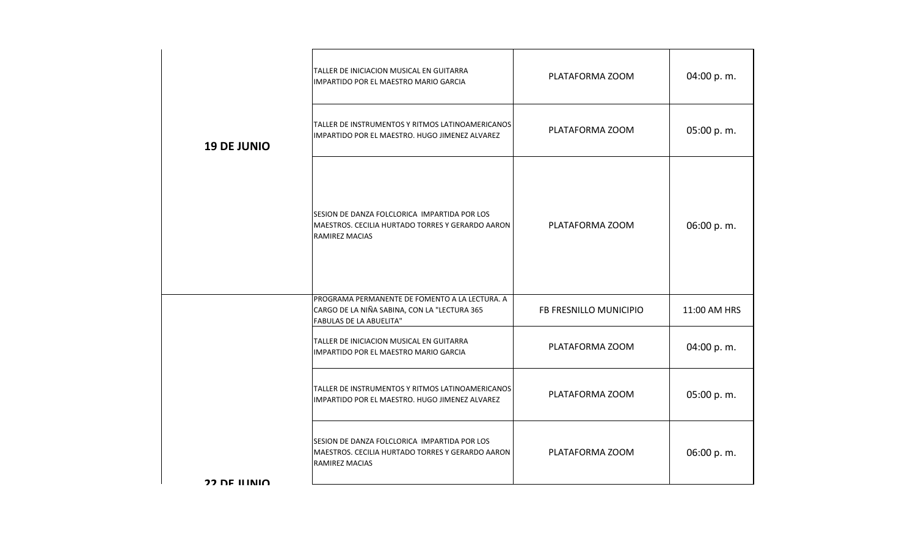| | | | |
|---|---|---|---|
| **19 DE JUNIO** | TALLER DE INICIACION MUSICAL EN GUITARRA IMPARTIDO POR EL MAESTRO MARIO GARCIA | PLATAFORMA ZOOM | 04:00 p. m. |
| | TALLER DE INSTRUMENTOS Y RITMOS LATINOAMERICANOS IMPARTIDO POR EL MAESTRO. HUGO JIMENEZ ALVAREZ | PLATAFORMA ZOOM | 05:00 p. m. |
| | SESION DE DANZA FOLCLORICA IMPARTIDA POR LOS MAESTROS. CECILIA HURTADO TORRES Y GERARDO AARON RAMIREZ MACIAS | PLATAFORMA ZOOM | 06:00 p. m. |
| **22 DE JUNIO** | PROGRAMA PERMANENTE DE FOMENTO A LA LECTURA. A CARGO DE LA NIÑA SABINA, CON LA "LECTURA 365 FABULAS DE LA ABUELITA" | FB FRESNILLO MUNICIPIO | 11:00 AM HRS |
| | TALLER DE INICIACION MUSICAL EN GUITARRA IMPARTIDO POR EL MAESTRO MARIO GARCIA | PLATAFORMA ZOOM | 04:00 p. m. |
| | TALLER DE INSTRUMENTOS Y RITMOS LATINOAMERICANOS IMPARTIDO POR EL MAESTRO. HUGO JIMENEZ ALVAREZ | PLATAFORMA ZOOM | 05:00 p. m. |
| | SESION DE DANZA FOLCLORICA IMPARTIDA POR LOS MAESTROS. CECILIA HURTADO TORRES Y GERARDO AARON RAMIREZ MACIAS | PLATAFORMA ZOOM | 06:00 p. m. |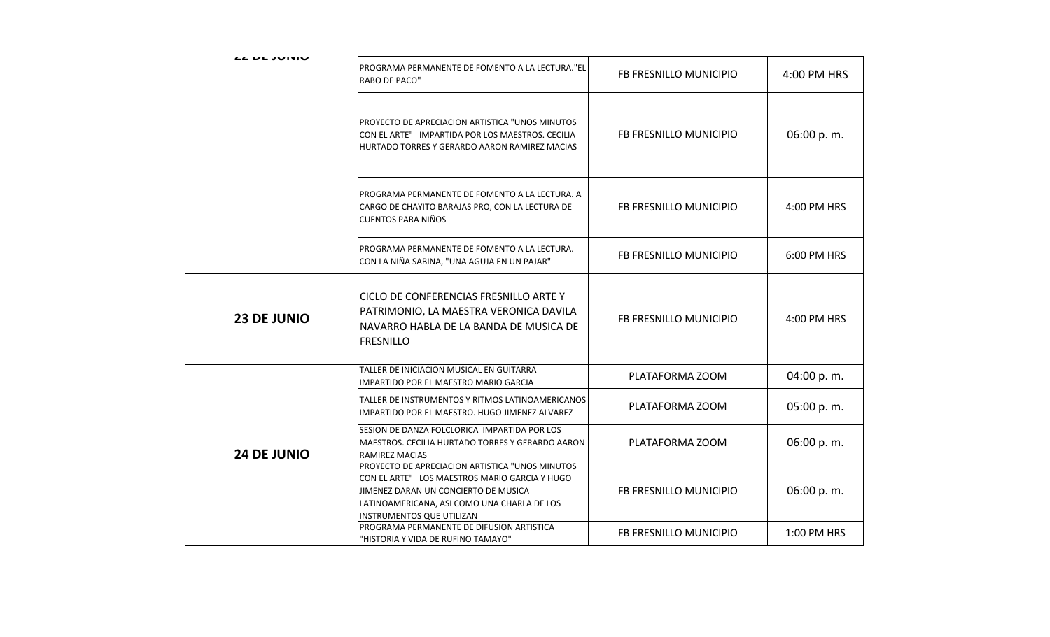| 22 DE JUNIO | | | |
|---|---|---|---|
| | PROGRAMA PERMANENTE DE FOMENTO A LA LECTURA."EL RABO DE PACO" | FB FRESNILLO MUNICIPIO | 4:00 PM HRS |
| | PROYECTO DE APRECIACION ARTISTICA "UNOS MINUTOS CON EL ARTE" IMPARTIDA POR LOS MAESTROS. CECILIA HURTADO TORRES Y GERARDO AARON RAMIREZ MACIAS | FB FRESNILLO MUNICIPIO | 06:00 p. m. |
| | PROGRAMA PERMANENTE DE FOMENTO A LA LECTURA. A CARGO DE CHAYITO BARAJAS PRO, CON LA LECTURA DE CUENTOS PARA NIÑOS | FB FRESNILLO MUNICIPIO | 4:00 PM HRS |
| | PROGRAMA PERMANENTE DE FOMENTO A LA LECTURA. CON LA NIÑA SABINA, "UNA AGUJA EN UN PAJAR" | FB FRESNILLO MUNICIPIO | 6:00 PM HRS |
| **23 DE JUNIO** | CICLO DE CONFERENCIAS FRESNILLO ARTE Y PATRIMONIO, LA MAESTRA VERONICA DAVILA NAVARRO HABLA DE LA BANDA DE MUSICA DE FRESNILLO | FB FRESNILLO MUNICIPIO | 4:00 PM HRS |
| **24 DE JUNIO** | TALLER DE INICIACION MUSICAL EN GUITARRA IMPARTIDO POR EL MAESTRO MARIO GARCIA | PLATAFORMA ZOOM | 04:00 p. m. |
| | TALLER DE INSTRUMENTOS Y RITMOS LATINOAMERICANOS IMPARTIDO POR EL MAESTRO. HUGO JIMENEZ ALVAREZ | PLATAFORMA ZOOM | 05:00 p. m. |
| | SESION DE DANZA FOLCLORICA IMPARTIDA POR LOS MAESTROS. CECILIA HURTADO TORRES Y GERARDO AARON RAMIREZ MACIAS | PLATAFORMA ZOOM | 06:00 p. m. |
| | PROYECTO DE APRECIACION ARTISTICA "UNOS MINUTOS CON EL ARTE" LOS MAESTROS MARIO GARCIA Y HUGO JIMENEZ DARAN UN CONCIERTO DE MUSICA LATINOAMERICANA, ASI COMO UNA CHARLA DE LOS INSTRUMENTOS QUE UTILIZAN | FB FRESNILLO MUNICIPIO | 06:00 p. m. |
| | PROGRAMA PERMANENTE DE DIFUSION ARTISTICA "HISTORIA Y VIDA DE RUFINO TAMAYO" | FB FRESNILLO MUNICIPIO | 1:00 PM HRS |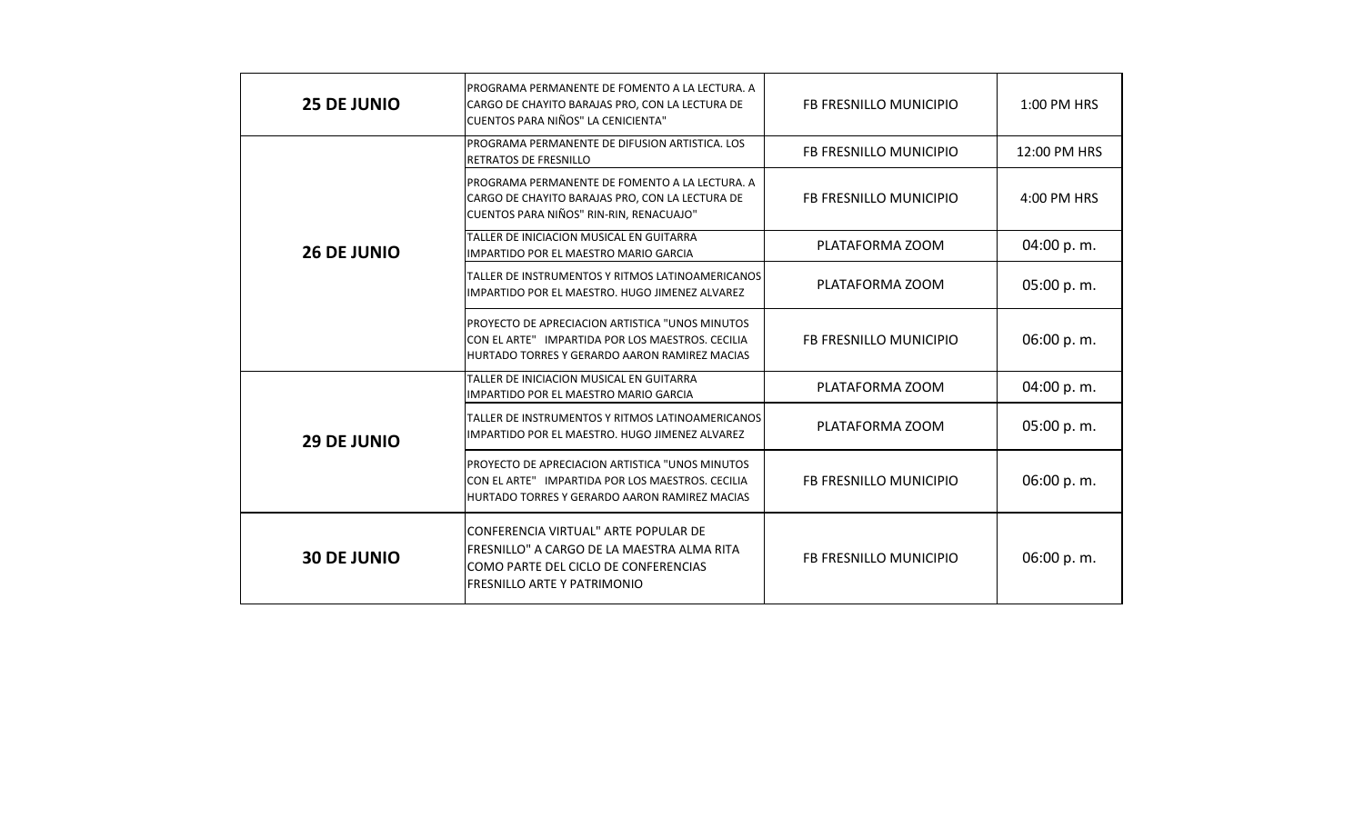| | | | |
|---|---|---|---|
| **25 DE JUNIO** | PROGRAMA PERMANENTE DE FOMENTO A LA LECTURA. A CARGO DE CHAYITO BARAJAS PRO, CON LA LECTURA DE CUENTOS PARA NIÑOS" LA CENICIENTA" | FB FRESNILLO MUNICIPIO | 1:00 PM HRS |
| **26 DE JUNIO** | PROGRAMA PERMANENTE DE DIFUSION ARTISTICA. LOS RETRATOS DE FRESNILLO | FB FRESNILLO MUNICIPIO | 12:00 PM HRS |
| | PROGRAMA PERMANENTE DE FOMENTO A LA LECTURA. A CARGO DE CHAYITO BARAJAS PRO, CON LA LECTURA DE CUENTOS PARA NIÑOS" RIN-RIN, RENACUAJO" | FB FRESNILLO MUNICIPIO | 4:00 PM HRS |
| | TALLER DE INICIACION MUSICAL EN GUITARRA IMPARTIDO POR EL MAESTRO MARIO GARCIA | PLATAFORMA ZOOM | 04:00 p. m. |
| | TALLER DE INSTRUMENTOS Y RITMOS LATINOAMERICANOS IMPARTIDO POR EL MAESTRO. HUGO JIMENEZ ALVAREZ | PLATAFORMA ZOOM | 05:00 p. m. |
| | PROYECTO DE APRECIACION ARTISTICA "UNOS MINUTOS CON EL ARTE" IMPARTIDA POR LOS MAESTROS. CECILIA HURTADO TORRES Y GERARDO AARON RAMIREZ MACIAS | FB FRESNILLO MUNICIPIO | 06:00 p. m. |
| **29 DE JUNIO** | TALLER DE INICIACION MUSICAL EN GUITARRA IMPARTIDO POR EL MAESTRO MARIO GARCIA | PLATAFORMA ZOOM | 04:00 p. m. |
| | TALLER DE INSTRUMENTOS Y RITMOS LATINOAMERICANOS IMPARTIDO POR EL MAESTRO. HUGO JIMENEZ ALVAREZ | PLATAFORMA ZOOM | 05:00 p. m. |
| | PROYECTO DE APRECIACION ARTISTICA "UNOS MINUTOS CON EL ARTE" IMPARTIDA POR LOS MAESTROS. CECILIA HURTADO TORRES Y GERARDO AARON RAMIREZ MACIAS | FB FRESNILLO MUNICIPIO | 06:00 p. m. |
| **30 DE JUNIO** | CONFERENCIA VIRTUAL" ARTE POPULAR DE FRESNILLO" A CARGO DE LA MAESTRA ALMA RITA COMO PARTE DEL CICLO DE CONFERENCIAS FRESNILLO ARTE Y PATRIMONIO | FB FRESNILLO MUNICIPIO | 06:00 p. m. |